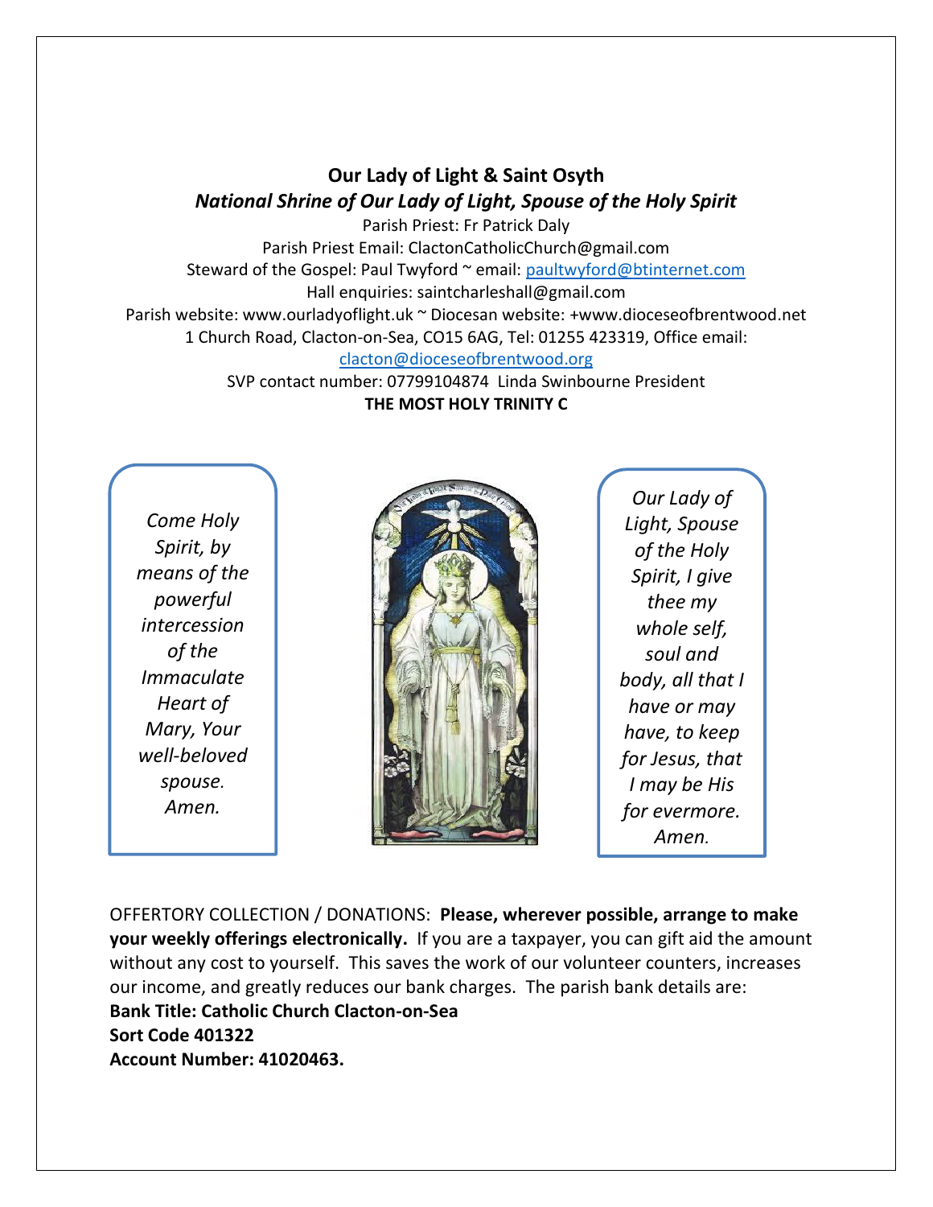# Our Lady of Light & Saint Osyth

***National Shrine of Our Lady of Light, Spouse of the Holy Spirit***

Parish Priest: Fr Patrick Daly

Parish Priest Email: ClactonCatholicChurch@gmail.com

Steward of the Gospel: Paul Twyford ~ email: paultwyford@btinternet.com

Hall enquiries: saintcharleshall@gmail.com

Parish website: www.ourladyoflight.uk ~ Diocesan website: +www.dioceseofbrentwood.net

1 Church Road, Clacton-on-Sea, CO15 6AG, Tel: 01255 423319, Office email: clacton@dioceseofbrentwood.org

SVP contact number: 07799104874 Linda Swinbourne President

**THE MOST HOLY TRINITY C**

*Come Holy Spirit, by means of the powerful intercession of the Immaculate Heart of Mary, Your well-beloved spouse. Amen.*

*Our Lady of Light, Spouse of the Holy Spirit, I give thee my whole self, soul and body, all that I have or may have, to keep for Jesus, that I may be His for evermore. Amen.*

OFFERTORY COLLECTION / DONATIONS: **Please, wherever possible, arrange to make your weekly offerings electronically.** If you are a taxpayer, you can gift aid the amount without any cost to yourself. This saves the work of our volunteer counters, increases our income, and greatly reduces our bank charges. The parish bank details are:

**Bank Title: Catholic Church Clacton-on-Sea**

**Sort Code 401322**

**Account Number: 41020463.**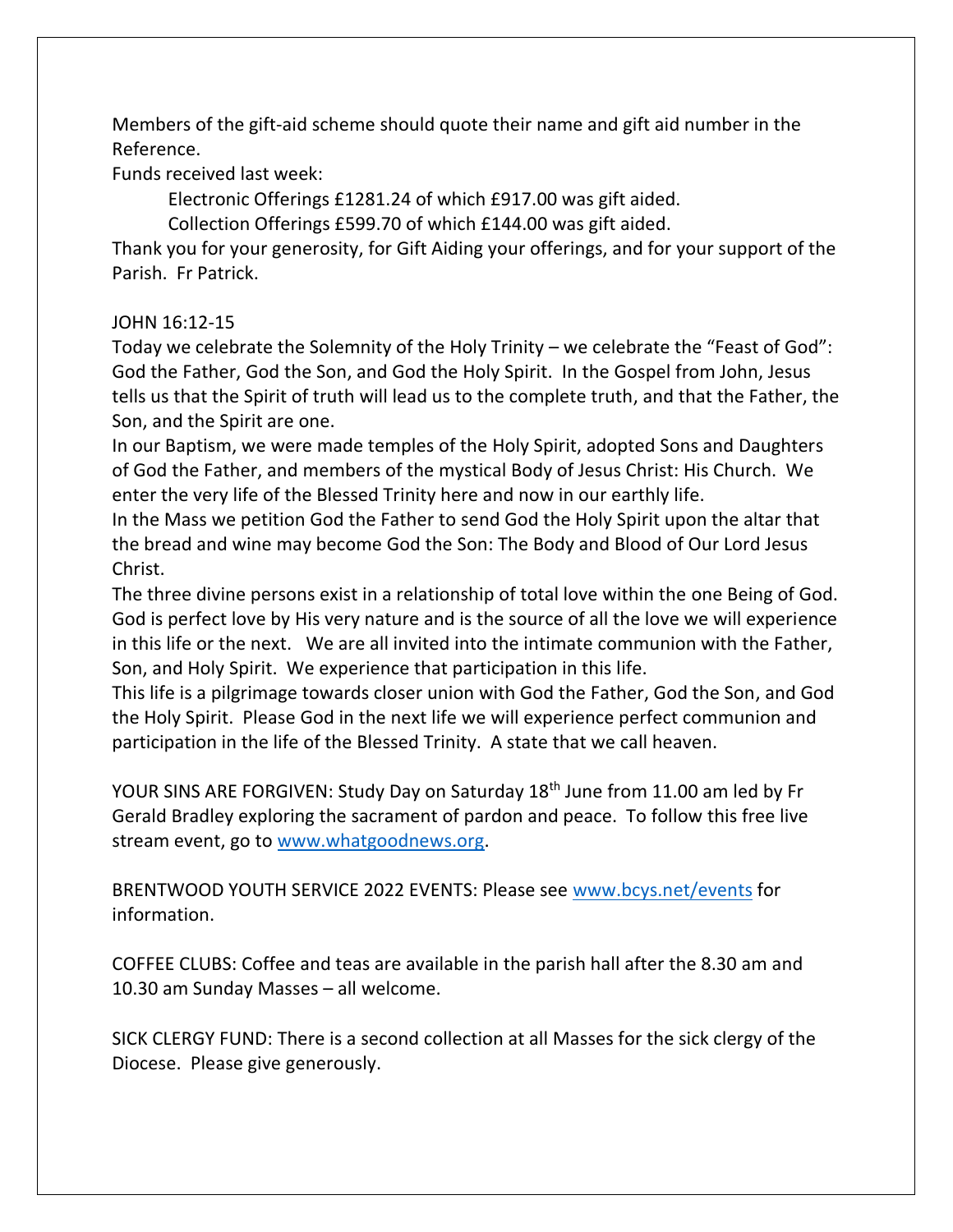Members of the gift-aid scheme should quote their name and gift aid number in the Reference.

Funds received last week:

Electronic Offerings £1281.24 of which £917.00 was gift aided.

Collection Offerings £599.70 of which £144.00 was gift aided.

Thank you for your generosity, for Gift Aiding your offerings, and for your support of the Parish. Fr Patrick.

JOHN 16:12-15

Today we celebrate the Solemnity of the Holy Trinity – we celebrate the "Feast of God": God the Father, God the Son, and God the Holy Spirit. In the Gospel from John, Jesus tells us that the Spirit of truth will lead us to the complete truth, and that the Father, the Son, and the Spirit are one.

In our Baptism, we were made temples of the Holy Spirit, adopted Sons and Daughters of God the Father, and members of the mystical Body of Jesus Christ: His Church. We enter the very life of the Blessed Trinity here and now in our earthly life.

In the Mass we petition God the Father to send God the Holy Spirit upon the altar that the bread and wine may become God the Son: The Body and Blood of Our Lord Jesus Christ.

The three divine persons exist in a relationship of total love within the one Being of God. God is perfect love by His very nature and is the source of all the love we will experience in this life or the next. We are all invited into the intimate communion with the Father, Son, and Holy Spirit. We experience that participation in this life.

This life is a pilgrimage towards closer union with God the Father, God the Son, and God the Holy Spirit. Please God in the next life we will experience perfect communion and participation in the life of the Blessed Trinity. A state that we call heaven.

YOUR SINS ARE FORGIVEN: Study Day on Saturday 18th June from 11.00 am led by Fr Gerald Bradley exploring the sacrament of pardon and peace. To follow this free live stream event, go to www.whatgoodnews.org.

BRENTWOOD YOUTH SERVICE 2022 EVENTS: Please see www.bcys.net/events for information.

COFFEE CLUBS: Coffee and teas are available in the parish hall after the 8.30 am and 10.30 am Sunday Masses – all welcome.

SICK CLERGY FUND: There is a second collection at all Masses for the sick clergy of the Diocese. Please give generously.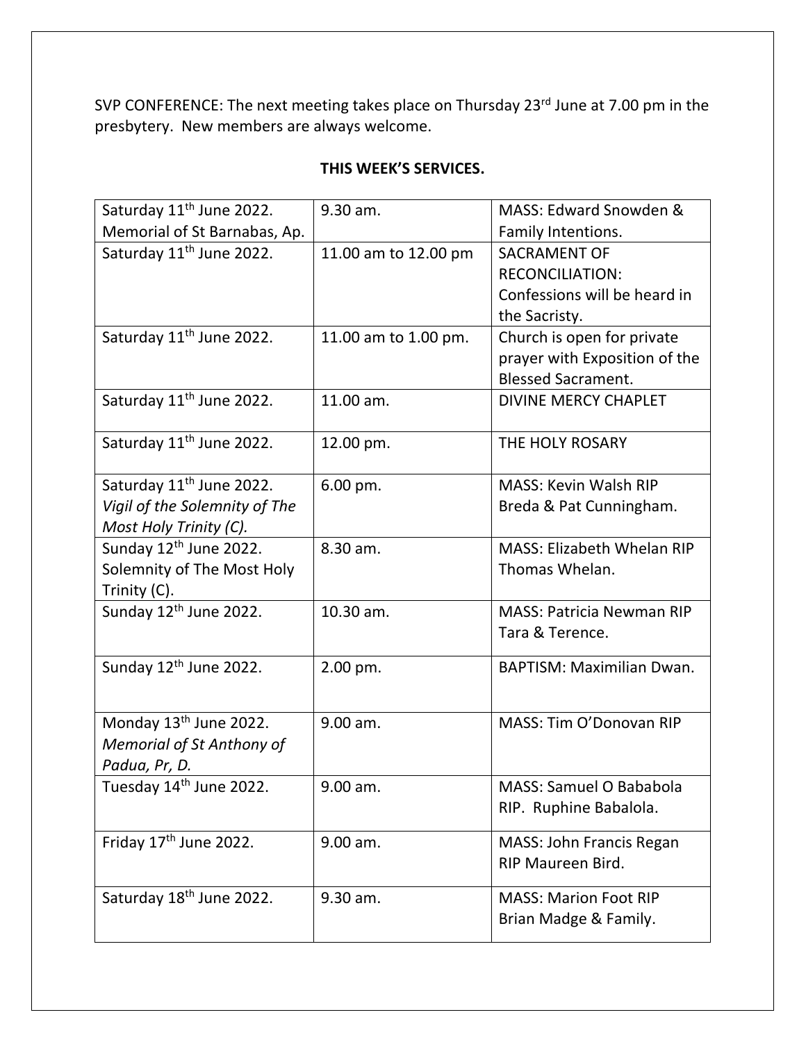SVP CONFERENCE: The next meeting takes place on Thursday 23rd June at 7.00 pm in the presbytery. New members are always welcome.

**THIS WEEK'S SERVICES.**

| | | |
|---|---|---|
| Saturday 11th June 2022. Memorial of St Barnabas, Ap. | 9.30 am. | MASS: Edward Snowden & Family Intentions. |
| Saturday 11th June 2022. | 11.00 am to 12.00 pm | SACRAMENT OF RECONCILIATION: Confessions will be heard in the Sacristy. |
| Saturday 11th June 2022. | 11.00 am to 1.00 pm. | Church is open for private prayer with Exposition of the Blessed Sacrament. |
| Saturday 11th June 2022. | 11.00 am. | DIVINE MERCY CHAPLET |
| Saturday 11th June 2022. | 12.00 pm. | THE HOLY ROSARY |
| Saturday 11th June 2022. *Vigil of the Solemnity of The Most Holy Trinity (C).* | 6.00 pm. | MASS: Kevin Walsh RIP Breda & Pat Cunningham. |
| Sunday 12th June 2022. Solemnity of The Most Holy Trinity (C). | 8.30 am. | MASS: Elizabeth Whelan RIP Thomas Whelan. |
| Sunday 12th June 2022. | 10.30 am. | MASS: Patricia Newman RIP Tara & Terence. |
| Sunday 12th June 2022. | 2.00 pm. | BAPTISM: Maximilian Dwan. |
| Monday 13th June 2022. *Memorial of St Anthony of Padua, Pr, D.* | 9.00 am. | MASS: Tim O'Donovan RIP |
| Tuesday 14th June 2022. | 9.00 am. | MASS: Samuel O Bababola RIP. Ruphine Babalola. |
| Friday 17th June 2022. | 9.00 am. | MASS: John Francis Regan RIP Maureen Bird. |
| Saturday 18th June 2022. | 9.30 am. | MASS: Marion Foot RIP Brian Madge & Family. |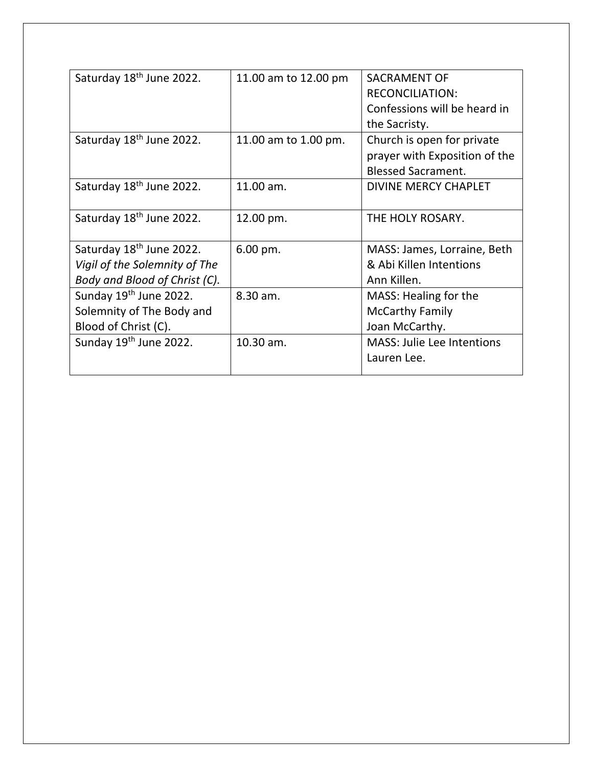| | | |
|---|---|---|
| Saturday 18th June 2022. | 11.00 am to 12.00 pm | SACRAMENT OF RECONCILIATION: Confessions will be heard in the Sacristy. |
| Saturday 18th June 2022. | 11.00 am to 1.00 pm. | Church is open for private prayer with Exposition of the Blessed Sacrament. |
| Saturday 18th June 2022. | 11.00 am. | DIVINE MERCY CHAPLET |
| Saturday 18th June 2022. | 12.00 pm. | THE HOLY ROSARY. |
| Saturday 18th June 2022. *Vigil of the Solemnity of The Body and Blood of Christ (C).* | 6.00 pm. | MASS: James, Lorraine, Beth & Abi Killen Intentions Ann Killen. |
| Sunday 19th June 2022. Solemnity of The Body and Blood of Christ (C). | 8.30 am. | MASS: Healing for the McCarthy Family Joan McCarthy. |
| Sunday 19th June 2022. | 10.30 am. | MASS: Julie Lee Intentions Lauren Lee. |